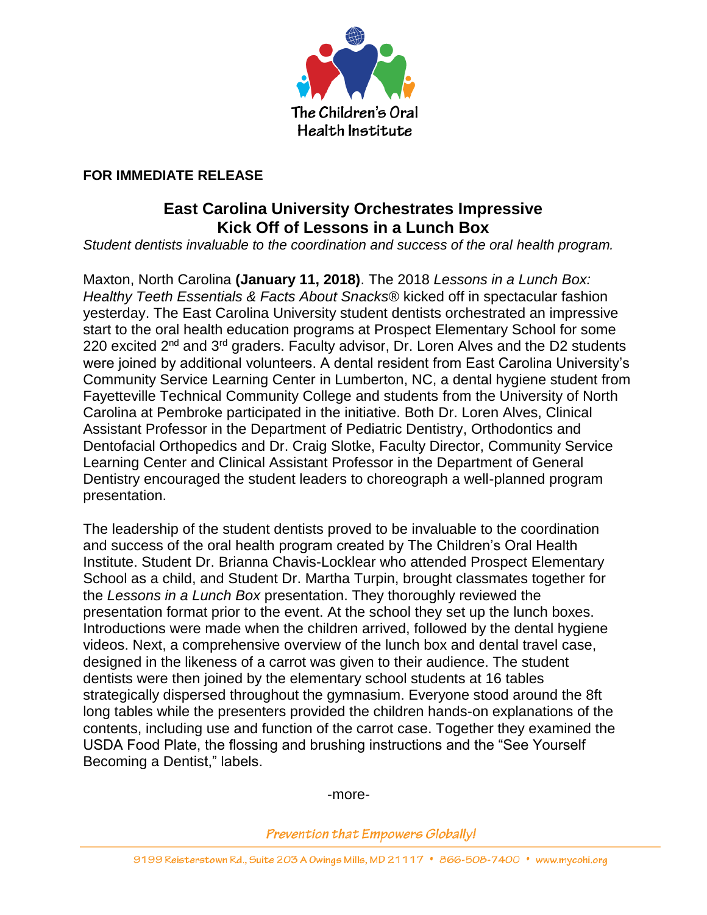The Children's Oral Health Institute

**FOR IMMEDIATE RELEASE**

# East Carolina University Orchestrates Impressive Kick Off of Lessons in a Lunch Box

*Student dentists invaluable to the coordination and success of the oral health program.*

Maxton, North Carolina **(January 11, 2018)**. The 2018 *Lessons in a Lunch Box: Healthy Teeth Essentials & Facts About Snacks®* kicked off in spectacular fashion yesterday. The East Carolina University student dentists orchestrated an impressive start to the oral health education programs at Prospect Elementary School for some 220 excited 2nd and 3rd graders. Faculty advisor, Dr. Loren Alves and the D2 students were joined by additional volunteers. A dental resident from East Carolina University's Community Service Learning Center in Lumberton, NC, a dental hygiene student from Fayetteville Technical Community College and students from the University of North Carolina at Pembroke participated in the initiative. Both Dr. Loren Alves, Clinical Assistant Professor in the Department of Pediatric Dentistry, Orthodontics and Dentofacial Orthopedics and Dr. Craig Slotke, Faculty Director, Community Service Learning Center and Clinical Assistant Professor in the Department of General Dentistry encouraged the student leaders to choreograph a well-planned program presentation.

The leadership of the student dentists proved to be invaluable to the coordination and success of the oral health program created by The Children's Oral Health Institute. Student Dr. Brianna Chavis-Locklear who attended Prospect Elementary School as a child, and Student Dr. Martha Turpin, brought classmates together for the *Lessons in a Lunch Box* presentation. They thoroughly reviewed the presentation format prior to the event. At the school they set up the lunch boxes. Introductions were made when the children arrived, followed by the dental hygiene videos. Next, a comprehensive overview of the lunch box and dental travel case, designed in the likeness of a carrot was given to their audience. The student dentists were then joined by the elementary school students at 16 tables strategically dispersed throughout the gymnasium. Everyone stood around the 8ft long tables while the presenters provided the children hands-on explanations of the contents, including use and function of the carrot case. Together they examined the USDA Food Plate, the flossing and brushing instructions and the "See Yourself Becoming a Dentist," labels.

-more-

*Prevention that Empowers Globally!*

9199 Reisterstown Rd., Suite 203 A Owings Mills, MD 21117 • 866-508-7400 • www.mycohi.org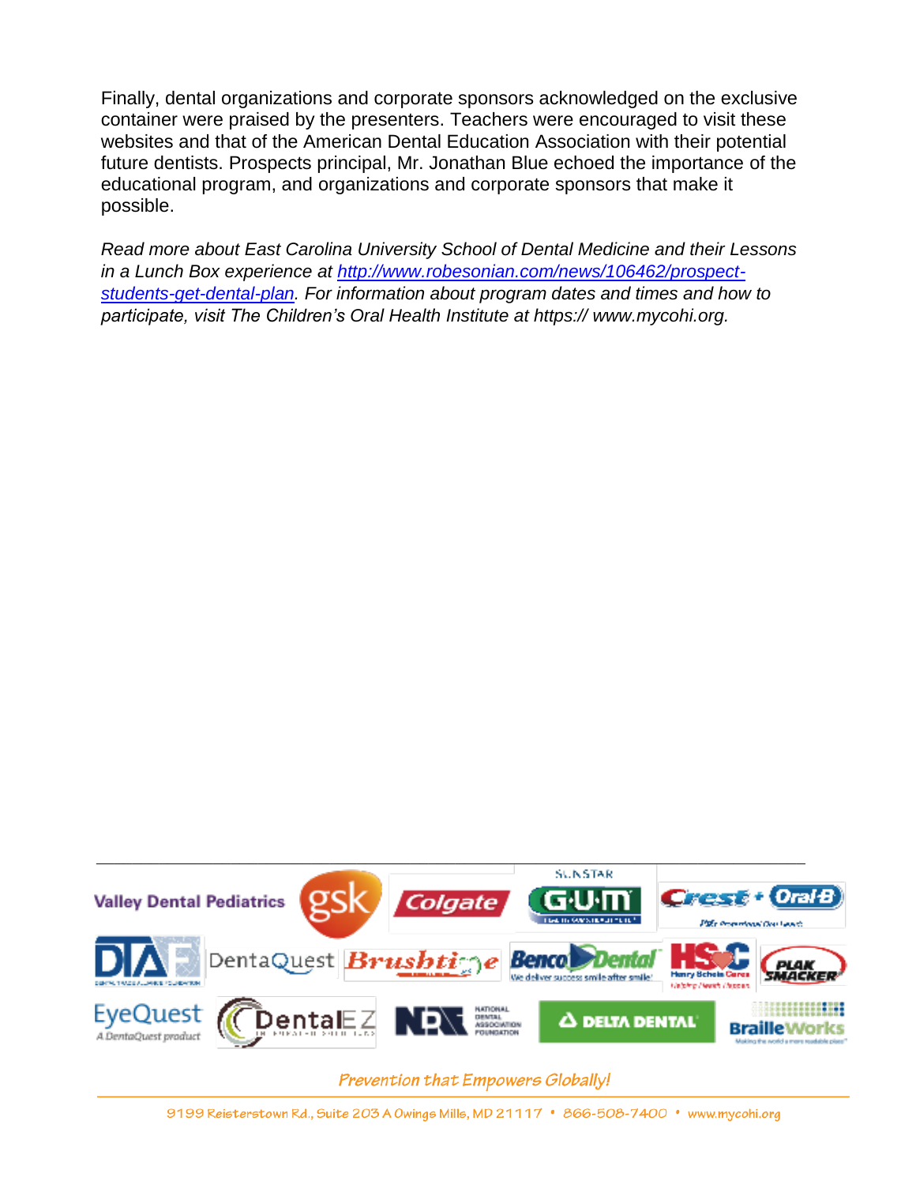Finally, dental organizations and corporate sponsors acknowledged on the exclusive container were praised by the presenters. Teachers were encouraged to visit these websites and that of the American Dental Education Association with their potential future dentists. Prospects principal, Mr. Jonathan Blue echoed the importance of the educational program, and organizations and corporate sponsors that make it possible.

*Read more about East Carolina University School of Dental Medicine and their Lessons in a Lunch Box experience at [http://www.robesonian.com/news/106462/prospect-students-get-dental-plan](http://www.robesonian.com/news/106462/prospect-students-get-dental-plan). For information about program dates and times and how to participate, visit The Children's Oral Health Institute at https:// www.mycohi.org.*

Valley Dental Pediatrics · gsk · Colgate · SUNSTAR G·U·M · Crest + Oral-B · DTAF · DentaQuest · Brushtime · Benco Dental · HSC Henry Schein Cares · Plak Smacker · EyeQuest A DentaQuest product · DentalEZ · NDA National Dental Association Foundation · Delta Dental · BrailleWorks

*Prevention that Empowers Globally!*

9199 Reisterstown Rd., Suite 203 A Owings Mills, MD 21117 • 866-508-7400 • www.mycohi.org